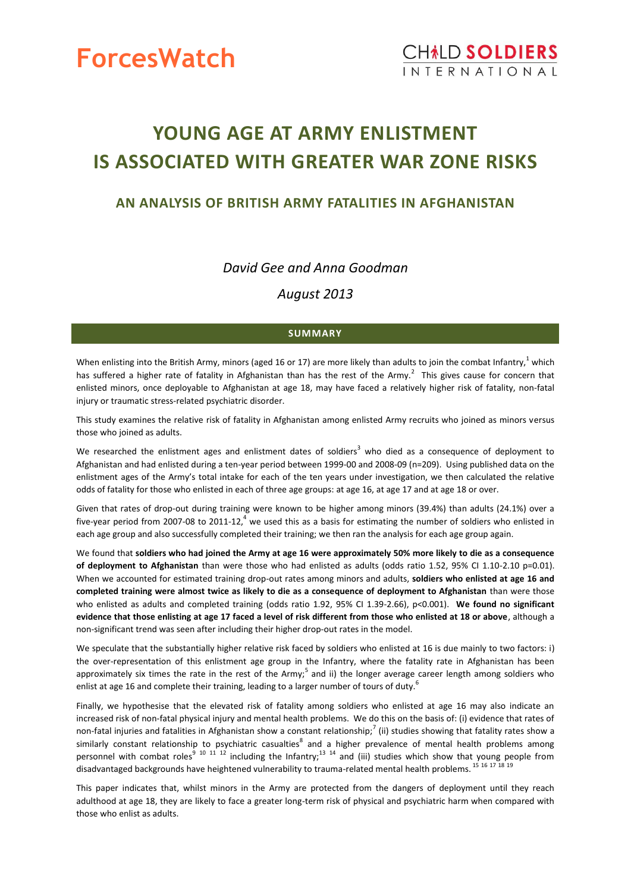ForcesWatch

CHILD SOLDIERS INTERNATIONAL

# YOUNG AGE AT ARMY ENLISTMENT IS ASSOCIATED WITH GREATER WAR ZONE RISKS

## AN ANALYSIS OF BRITISH ARMY FATALITIES IN AFGHANISTAN

*David Gee and Anna Goodman*

*August 2013*

## SUMMARY

When enlisting into the British Army, minors (aged 16 or 17) are more likely than adults to join the combat Infantry,[1] which has suffered a higher rate of fatality in Afghanistan than has the rest of the Army.[2] This gives cause for concern that enlisted minors, once deployable to Afghanistan at age 18, may have faced a relatively higher risk of fatality, non-fatal injury or traumatic stress-related psychiatric disorder.

This study examines the relative risk of fatality in Afghanistan among enlisted Army recruits who joined as minors versus those who joined as adults.

We researched the enlistment ages and enlistment dates of soldiers[3] who died as a consequence of deployment to Afghanistan and had enlisted during a ten-year period between 1999-00 and 2008-09 (n=209). Using published data on the enlistment ages of the Army's total intake for each of the ten years under investigation, we then calculated the relative odds of fatality for those who enlisted in each of three age groups: at age 16, at age 17 and at age 18 or over.

Given that rates of drop-out during training were known to be higher among minors (39.4%) than adults (24.1%) over a five-year period from 2007-08 to 2011-12,[4] we used this as a basis for estimating the number of soldiers who enlisted in each age group and also successfully completed their training; we then ran the analysis for each age group again.

We found that **soldiers who had joined the Army at age 16 were approximately 50% more likely to die as a consequence of deployment to Afghanistan** than were those who had enlisted as adults (odds ratio 1.52, 95% CI 1.10-2.10 p=0.01). When we accounted for estimated training drop-out rates among minors and adults, **soldiers who enlisted at age 16 and completed training were almost twice as likely to die as a consequence of deployment to Afghanistan** than were those who enlisted as adults and completed training (odds ratio 1.92, 95% CI 1.39-2.66), p<0.001). **We found no significant evidence that those enlisting at age 17 faced a level of risk different from those who enlisted at 18 or above**, although a non-significant trend was seen after including their higher drop-out rates in the model.

We speculate that the substantially higher relative risk faced by soldiers who enlisted at 16 is due mainly to two factors: i) the over-representation of this enlistment age group in the Infantry, where the fatality rate in Afghanistan has been approximately six times the rate in the rest of the Army;[5] and ii) the longer average career length among soldiers who enlist at age 16 and complete their training, leading to a larger number of tours of duty.[6]

Finally, we hypothesise that the elevated risk of fatality among soldiers who enlisted at age 16 may also indicate an increased risk of non-fatal physical injury and mental health problems. We do this on the basis of: (i) evidence that rates of non-fatal injuries and fatalities in Afghanistan show a constant relationship;[7] (ii) studies showing that fatality rates show a similarly constant relationship to psychiatric casualties[8] and a higher prevalence of mental health problems among personnel with combat roles[9 10 11 12] including the Infantry;[13 14] and (iii) studies which show that young people from disadvantaged backgrounds have heightened vulnerability to trauma-related mental health problems.[15 16 17 18 19]

This paper indicates that, whilst minors in the Army are protected from the dangers of deployment until they reach adulthood at age 18, they are likely to face a greater long-term risk of physical and psychiatric harm when compared with those who enlist as adults.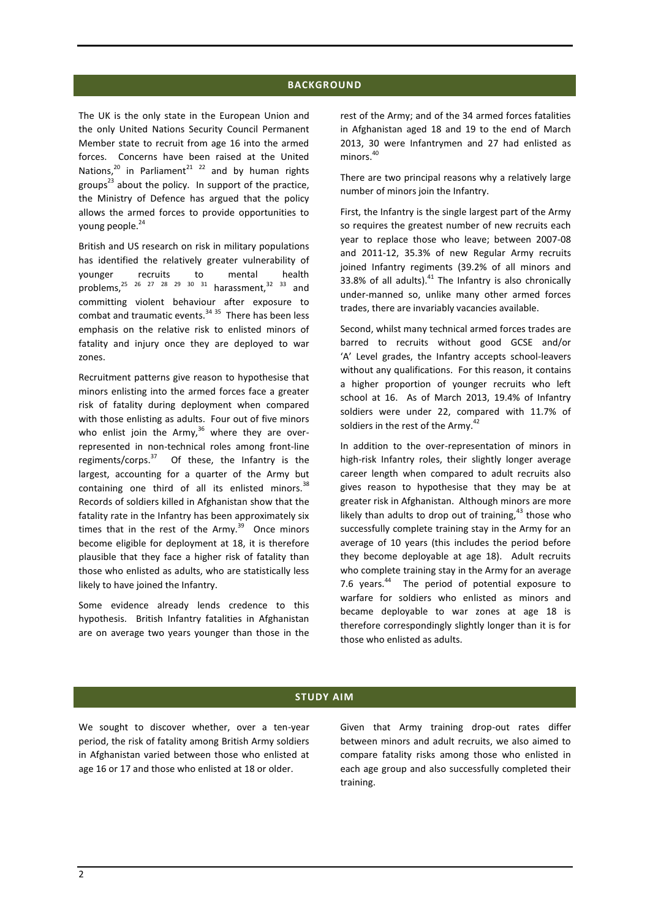## BACKGROUND

The UK is the only state in the European Union and the only United Nations Security Council Permanent Member state to recruit from age 16 into the armed forces. Concerns have been raised at the United Nations,[20] in Parliament[21 22] and by human rights groups[23] about the policy. In support of the practice, the Ministry of Defence has argued that the policy allows the armed forces to provide opportunities to young people.[24]

British and US research on risk in military populations has identified the relatively greater vulnerability of younger recruits to mental health problems,[25 26 27 28 29 30 31] harassment,[32 33] and committing violent behaviour after exposure to combat and traumatic events.[34 35] There has been less emphasis on the relative risk to enlisted minors of fatality and injury once they are deployed to war zones.

Recruitment patterns give reason to hypothesise that minors enlisting into the armed forces face a greater risk of fatality during deployment when compared with those enlisting as adults. Four out of five minors who enlist join the Army,[36] where they are over-represented in non-technical roles among front-line regiments/corps.[37] Of these, the Infantry is the largest, accounting for a quarter of the Army but containing one third of all its enlisted minors.[38] Records of soldiers killed in Afghanistan show that the fatality rate in the Infantry has been approximately six times that in the rest of the Army.[39] Once minors become eligible for deployment at 18, it is therefore plausible that they face a higher risk of fatality than those who enlisted as adults, who are statistically less likely to have joined the Infantry.

Some evidence already lends credence to this hypothesis. British Infantry fatalities in Afghanistan are on average two years younger than those in the rest of the Army; and of the 34 armed forces fatalities in Afghanistan aged 18 and 19 to the end of March 2013, 30 were Infantrymen and 27 had enlisted as minors.[40]

There are two principal reasons why a relatively large number of minors join the Infantry.

First, the Infantry is the single largest part of the Army so requires the greatest number of new recruits each year to replace those who leave; between 2007-08 and 2011-12, 35.3% of new Regular Army recruits joined Infantry regiments (39.2% of all minors and 33.8% of all adults).[41] The Infantry is also chronically under-manned so, unlike many other armed forces trades, there are invariably vacancies available.

Second, whilst many technical armed forces trades are barred to recruits without good GCSE and/or 'A' Level grades, the Infantry accepts school-leavers without any qualifications. For this reason, it contains a higher proportion of younger recruits who left school at 16. As of March 2013, 19.4% of Infantry soldiers were under 22, compared with 11.7% of soldiers in the rest of the Army.[42]

In addition to the over-representation of minors in high-risk Infantry roles, their slightly longer average career length when compared to adult recruits also gives reason to hypothesise that they may be at greater risk in Afghanistan. Although minors are more likely than adults to drop out of training,[43] those who successfully complete training stay in the Army for an average of 10 years (this includes the period before they become deployable at age 18). Adult recruits who complete training stay in the Army for an average 7.6 years.[44] The period of potential exposure to warfare for soldiers who enlisted as minors and became deployable to war zones at age 18 is therefore correspondingly slightly longer than it is for those who enlisted as adults.

## STUDY AIM

We sought to discover whether, over a ten-year period, the risk of fatality among British Army soldiers in Afghanistan varied between those who enlisted at age 16 or 17 and those who enlisted at 18 or older.

Given that Army training drop-out rates differ between minors and adult recruits, we also aimed to compare fatality risks among those who enlisted in each age group and also successfully completed their training.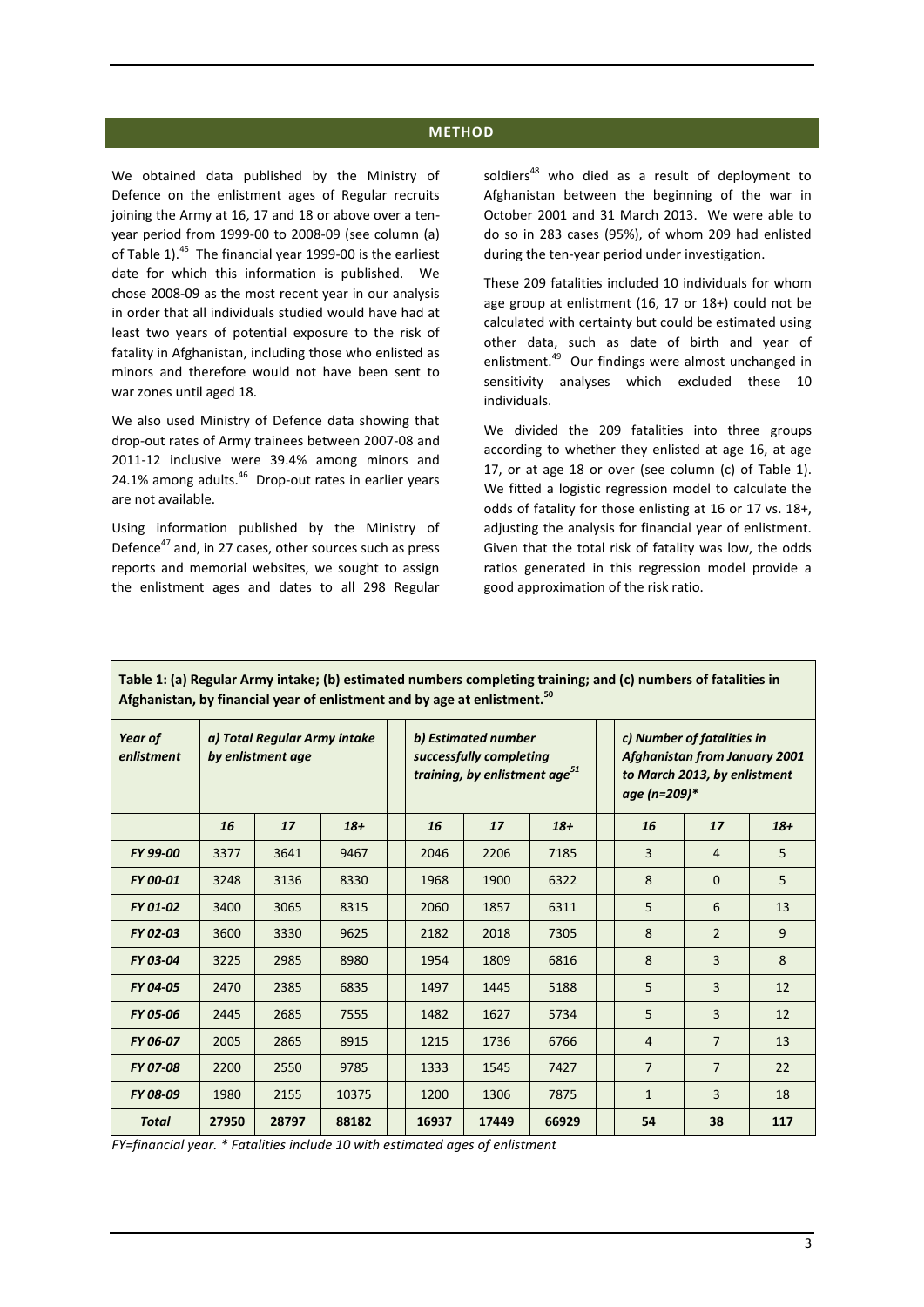## METHOD

We obtained data published by the Ministry of Defence on the enlistment ages of Regular recruits joining the Army at 16, 17 and 18 or above over a ten-year period from 1999-00 to 2008-09 (see column (a) of Table 1).[45] The financial year 1999-00 is the earliest date for which this information is published. We chose 2008-09 as the most recent year in our analysis in order that all individuals studied would have had at least two years of potential exposure to the risk of fatality in Afghanistan, including those who enlisted as minors and therefore would not have been sent to war zones until aged 18.

We also used Ministry of Defence data showing that drop-out rates of Army trainees between 2007-08 and 2011-12 inclusive were 39.4% among minors and 24.1% among adults.[46] Drop-out rates in earlier years are not available.

Using information published by the Ministry of Defence[47] and, in 27 cases, other sources such as press reports and memorial websites, we sought to assign the enlistment ages and dates to all 298 Regular soldiers[48] who died as a result of deployment to Afghanistan between the beginning of the war in October 2001 and 31 March 2013. We were able to do so in 283 cases (95%), of whom 209 had enlisted during the ten-year period under investigation.

These 209 fatalities included 10 individuals for whom age group at enlistment (16, 17 or 18+) could not be calculated with certainty but could be estimated using other data, such as date of birth and year of enlistment.[49] Our findings were almost unchanged in sensitivity analyses which excluded these 10 individuals.

We divided the 209 fatalities into three groups according to whether they enlisted at age 16, at age 17, or at age 18 or over (see column (c) of Table 1). We fitted a logistic regression model to calculate the odds of fatality for those enlisting at 16 or 17 vs. 18+, adjusting the analysis for financial year of enlistment. Given that the total risk of fatality was low, the odds ratios generated in this regression model provide a good approximation of the risk ratio.

**Table 1: (a) Regular Army intake; (b) estimated numbers completing training; and (c) numbers of fatalities in Afghanistan, by financial year of enlistment and by age at enlistment.[50]**

| *Year of enlistment* | *a) Total Regular Army intake by enlistment age* | | | *b) Estimated number successfully completing training, by enlistment age[51]* | | | *c) Number of fatalities in Afghanistan from January 2001 to March 2013, by enlistment age (n=209)** | | |
|---|---|---|---|---|---|---|---|---|---|
| | ***16*** | ***17*** | ***18+*** | ***16*** | ***17*** | ***18+*** | ***16*** | ***17*** | ***18+*** |
| ***FY 99-00*** | 3377 | 3641 | 9467 | 2046 | 2206 | 7185 | 3 | 4 | 5 |
| ***FY 00-01*** | 3248 | 3136 | 8330 | 1968 | 1900 | 6322 | 8 | 0 | 5 |
| ***FY 01-02*** | 3400 | 3065 | 8315 | 2060 | 1857 | 6311 | 5 | 6 | 13 |
| ***FY 02-03*** | 3600 | 3330 | 9625 | 2182 | 2018 | 7305 | 8 | 2 | 9 |
| ***FY 03-04*** | 3225 | 2985 | 8980 | 1954 | 1809 | 6816 | 8 | 3 | 8 |
| ***FY 04-05*** | 2470 | 2385 | 6835 | 1497 | 1445 | 5188 | 5 | 3 | 12 |
| ***FY 05-06*** | 2445 | 2685 | 7555 | 1482 | 1627 | 5734 | 5 | 3 | 12 |
| ***FY 06-07*** | 2005 | 2865 | 8915 | 1215 | 1736 | 6766 | 4 | 7 | 13 |
| ***FY 07-08*** | 2200 | 2550 | 9785 | 1333 | 1545 | 7427 | 7 | 7 | 22 |
| ***FY 08-09*** | 1980 | 2155 | 10375 | 1200 | 1306 | 7875 | 1 | 3 | 18 |
| ***Total*** | **27950** | **28797** | **88182** | **16937** | **17449** | **66929** | **54** | **38** | **117** |

*FY=financial year. * Fatalities include 10 with estimated ages of enlistment*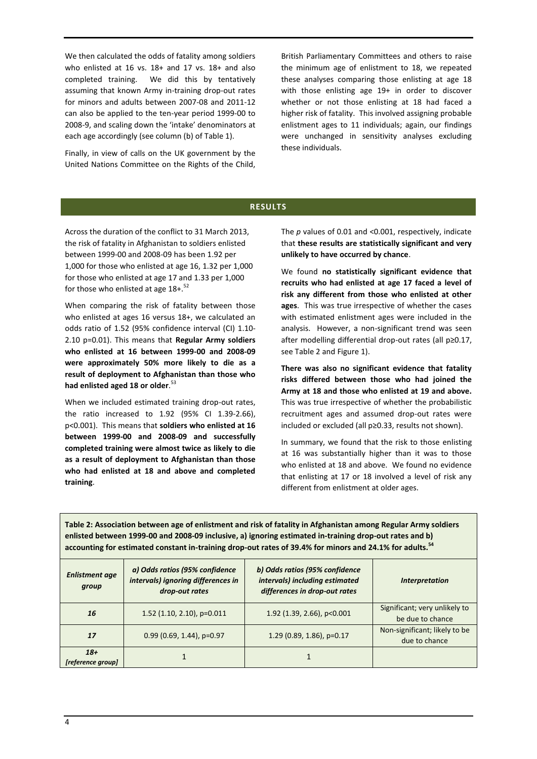We then calculated the odds of fatality among soldiers who enlisted at 16 vs. 18+ and 17 vs. 18+ and also completed training. We did this by tentatively assuming that known Army in-training drop-out rates for minors and adults between 2007-08 and 2011-12 can also be applied to the ten-year period 1999-00 to 2008-9, and scaling down the 'intake' denominators at each age accordingly (see column (b) of Table 1).

Finally, in view of calls on the UK government by the United Nations Committee on the Rights of the Child, British Parliamentary Committees and others to raise the minimum age of enlistment to 18, we repeated these analyses comparing those enlisting at age 18 with those enlisting age 19+ in order to discover whether or not those enlisting at 18 had faced a higher risk of fatality. This involved assigning probable enlistment ages to 11 individuals; again, our findings were unchanged in sensitivity analyses excluding these individuals.

## RESULTS

Across the duration of the conflict to 31 March 2013, the risk of fatality in Afghanistan to soldiers enlisted between 1999-00 and 2008-09 has been 1.92 per 1,000 for those who enlisted at age 16, 1.32 per 1,000 for those who enlisted at age 17 and 1.33 per 1,000 for those who enlisted at age 18+.[52]

When comparing the risk of fatality between those who enlisted at ages 16 versus 18+, we calculated an odds ratio of 1.52 (95% confidence interval (CI) 1.10-2.10 p=0.01). This means that **Regular Army soldiers who enlisted at 16 between 1999-00 and 2008-09 were approximately 50% more likely to die as a result of deployment to Afghanistan than those who had enlisted aged 18 or older**.[53]

When we included estimated training drop-out rates, the ratio increased to 1.92 (95% CI 1.39-2.66), p<0.001). This means that **soldiers who enlisted at 16 between 1999-00 and 2008-09 and successfully completed training were almost twice as likely to die as a result of deployment to Afghanistan than those who had enlisted at 18 and above and completed training**.

The *p* values of 0.01 and <0.001, respectively, indicate that **these results are statistically significant and very unlikely to have occurred by chance**.

We found **no statistically significant evidence that recruits who had enlisted at age 17 faced a level of risk any different from those who enlisted at other ages**. This was true irrespective of whether the cases with estimated enlistment ages were included in the analysis. However, a non-significant trend was seen after modelling differential drop-out rates (all p≥0.17, see Table 2 and Figure 1).

**There was also no significant evidence that fatality risks differed between those who had joined the Army at 18 and those who enlisted at 19 and above.** This was true irrespective of whether the probabilistic recruitment ages and assumed drop-out rates were included or excluded (all p≥0.33, results not shown).

In summary, we found that the risk to those enlisting at 16 was substantially higher than it was to those who enlisted at 18 and above. We found no evidence that enlisting at 17 or 18 involved a level of risk any different from enlistment at older ages.

**Table 2: Association between age of enlistment and risk of fatality in Afghanistan among Regular Army soldiers enlisted between 1999-00 and 2008-09 inclusive, a) ignoring estimated in-training drop-out rates and b) accounting for estimated constant in-training drop-out rates of 39.4% for minors and 24.1% for adults.[54]**

| *Enlistment age group* | *a) Odds ratios (95% confidence intervals) ignoring differences in drop-out rates* | *b) Odds ratios (95% confidence intervals) including estimated differences in drop-out rates* | *Interpretation* |
|---|---|---|---|
| ***16*** | 1.52 (1.10, 2.10), p=0.011 | 1.92 (1.39, 2.66), p<0.001 | Significant; very unlikely to be due to chance |
| ***17*** | 0.99 (0.69, 1.44), p=0.97 | 1.29 (0.89, 1.86), p=0.17 | Non-significant; likely to be due to chance |
| ***18+ [reference group]*** | 1 | 1 | |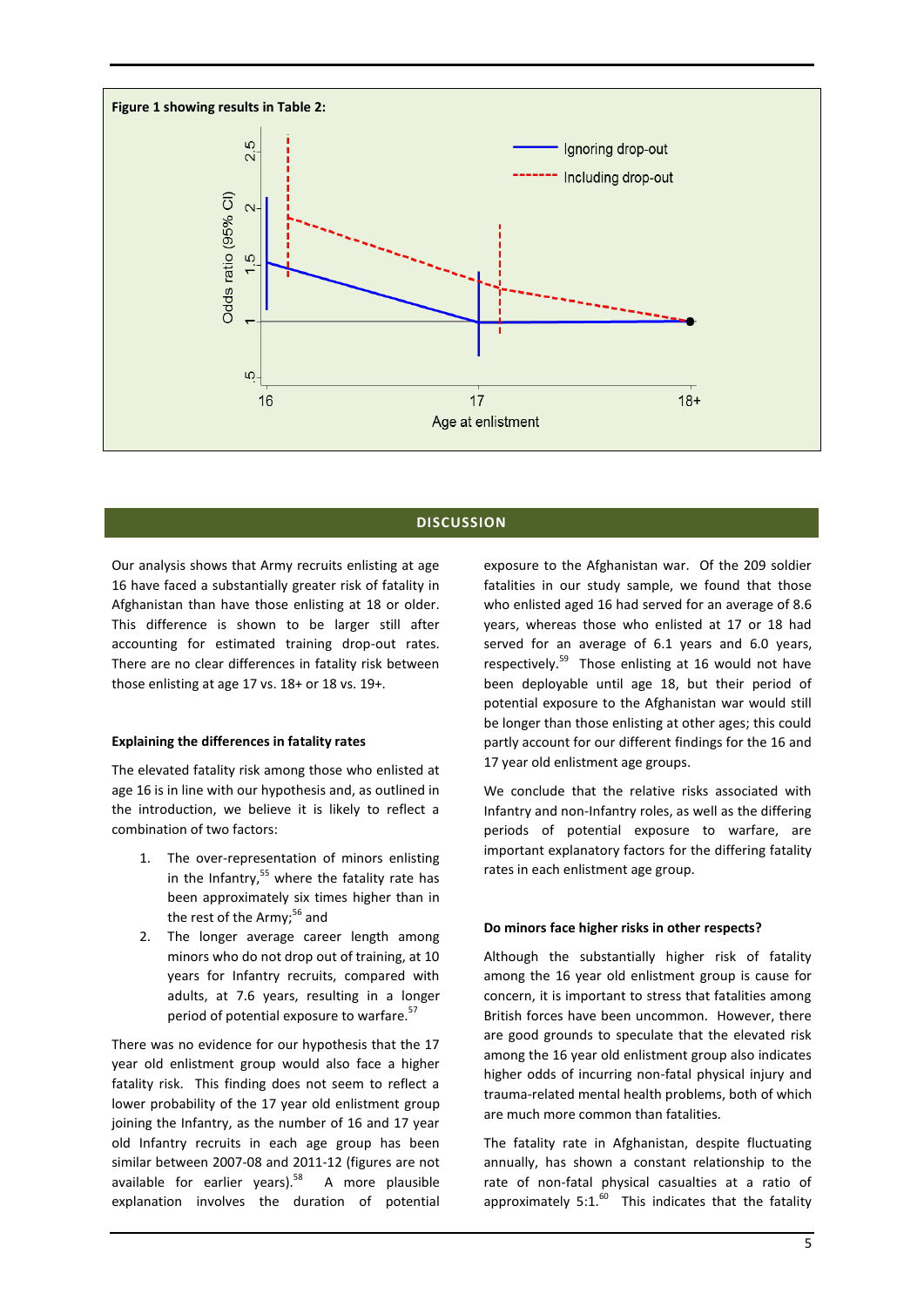**Figure 1 showing results in Table 2:**

## DISCUSSION

Our analysis shows that Army recruits enlisting at age 16 have faced a substantially greater risk of fatality in Afghanistan than have those enlisting at 18 or older. This difference is shown to be larger still after accounting for estimated training drop-out rates. There are no clear differences in fatality risk between those enlisting at age 17 vs. 18+ or 18 vs. 19+.

### Explaining the differences in fatality rates

The elevated fatality risk among those who enlisted at age 16 is in line with our hypothesis and, as outlined in the introduction, we believe it is likely to reflect a combination of two factors:

1. The over-representation of minors enlisting in the Infantry,[55] where the fatality rate has been approximately six times higher than in the rest of the Army;[56] and
2. The longer average career length among minors who do not drop out of training, at 10 years for Infantry recruits, compared with adults, at 7.6 years, resulting in a longer period of potential exposure to warfare.[57]

There was no evidence for our hypothesis that the 17 year old enlistment group would also face a higher fatality risk. This finding does not seem to reflect a lower probability of the 17 year old enlistment group joining the Infantry, as the number of 16 and 17 year old Infantry recruits in each age group has been similar between 2007-08 and 2011-12 (figures are not available for earlier years).[58] A more plausible explanation involves the duration of potential exposure to the Afghanistan war. Of the 209 soldier fatalities in our study sample, we found that those who enlisted aged 16 had served for an average of 8.6 years, whereas those who enlisted at 17 or 18 had served for an average of 6.1 years and 6.0 years, respectively.[59] Those enlisting at 16 would not have been deployable until age 18, but their period of potential exposure to the Afghanistan war would still be longer than those enlisting at other ages; this could partly account for our different findings for the 16 and 17 year old enlistment age groups.

We conclude that the relative risks associated with Infantry and non-Infantry roles, as well as the differing periods of potential exposure to warfare, are important explanatory factors for the differing fatality rates in each enlistment age group.

### Do minors face higher risks in other respects?

Although the substantially higher risk of fatality among the 16 year old enlistment group is cause for concern, it is important to stress that fatalities among British forces have been uncommon. However, there are good grounds to speculate that the elevated risk among the 16 year old enlistment group also indicates higher odds of incurring non-fatal physical injury and trauma-related mental health problems, both of which are much more common than fatalities.

The fatality rate in Afghanistan, despite fluctuating annually, has shown a constant relationship to the rate of non-fatal physical casualties at a ratio of approximately 5:1.[60] This indicates that the fatality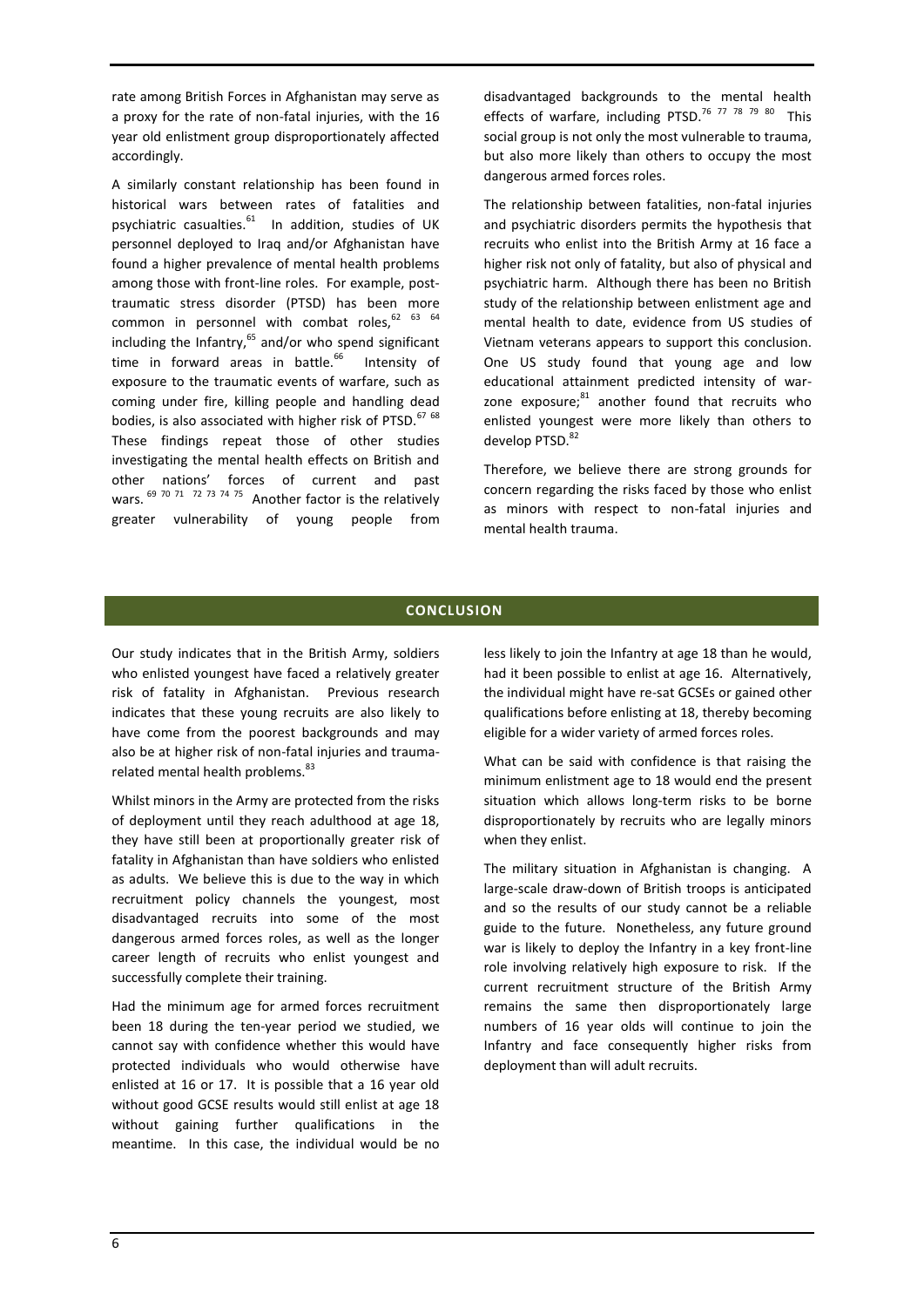rate among British Forces in Afghanistan may serve as a proxy for the rate of non-fatal injuries, with the 16 year old enlistment group disproportionately affected accordingly.

A similarly constant relationship has been found in historical wars between rates of fatalities and psychiatric casualties.[61] In addition, studies of UK personnel deployed to Iraq and/or Afghanistan have found a higher prevalence of mental health problems among those with front-line roles. For example, post-traumatic stress disorder (PTSD) has been more common in personnel with combat roles,[62 63 64] including the Infantry,[65] and/or who spend significant time in forward areas in battle.[66] Intensity of exposure to the traumatic events of warfare, such as coming under fire, killing people and handling dead bodies, is also associated with higher risk of PTSD.[67 68] These findings repeat those of other studies investigating the mental health effects on British and other nations' forces of current and past wars.[69 70 71 72 73 74 75] Another factor is the relatively greater vulnerability of young people from disadvantaged backgrounds to the mental health effects of warfare, including PTSD.[76 77 78 79 80] This social group is not only the most vulnerable to trauma, but also more likely than others to occupy the most dangerous armed forces roles.

The relationship between fatalities, non-fatal injuries and psychiatric disorders permits the hypothesis that recruits who enlist into the British Army at 16 face a higher risk not only of fatality, but also of physical and psychiatric harm. Although there has been no British study of the relationship between enlistment age and mental health to date, evidence from US studies of Vietnam veterans appears to support this conclusion. One US study found that young age and low educational attainment predicted intensity of war-zone exposure;[81] another found that recruits who enlisted youngest were more likely than others to develop PTSD.[82]

Therefore, we believe there are strong grounds for concern regarding the risks faced by those who enlist as minors with respect to non-fatal injuries and mental health trauma.

## CONCLUSION

Our study indicates that in the British Army, soldiers who enlisted youngest have faced a relatively greater risk of fatality in Afghanistan. Previous research indicates that these young recruits are also likely to have come from the poorest backgrounds and may also be at higher risk of non-fatal injuries and trauma-related mental health problems.[83]

Whilst minors in the Army are protected from the risks of deployment until they reach adulthood at age 18, they have still been at proportionally greater risk of fatality in Afghanistan than have soldiers who enlisted as adults. We believe this is due to the way in which recruitment policy channels the youngest, most disadvantaged recruits into some of the most dangerous armed forces roles, as well as the longer career length of recruits who enlist youngest and successfully complete their training.

Had the minimum age for armed forces recruitment been 18 during the ten-year period we studied, we cannot say with confidence whether this would have protected individuals who would otherwise have enlisted at 16 or 17. It is possible that a 16 year old without good GCSE results would still enlist at age 18 without gaining further qualifications in the meantime. In this case, the individual would be no less likely to join the Infantry at age 18 than he would, had it been possible to enlist at age 16. Alternatively, the individual might have re-sat GCSEs or gained other qualifications before enlisting at 18, thereby becoming eligible for a wider variety of armed forces roles.

What can be said with confidence is that raising the minimum enlistment age to 18 would end the present situation which allows long-term risks to be borne disproportionately by recruits who are legally minors when they enlist.

The military situation in Afghanistan is changing. A large-scale draw-down of British troops is anticipated and so the results of our study cannot be a reliable guide to the future. Nonetheless, any future ground war is likely to deploy the Infantry in a key front-line role involving relatively high exposure to risk. If the current recruitment structure of the British Army remains the same then disproportionately large numbers of 16 year olds will continue to join the Infantry and face consequently higher risks from deployment than will adult recruits.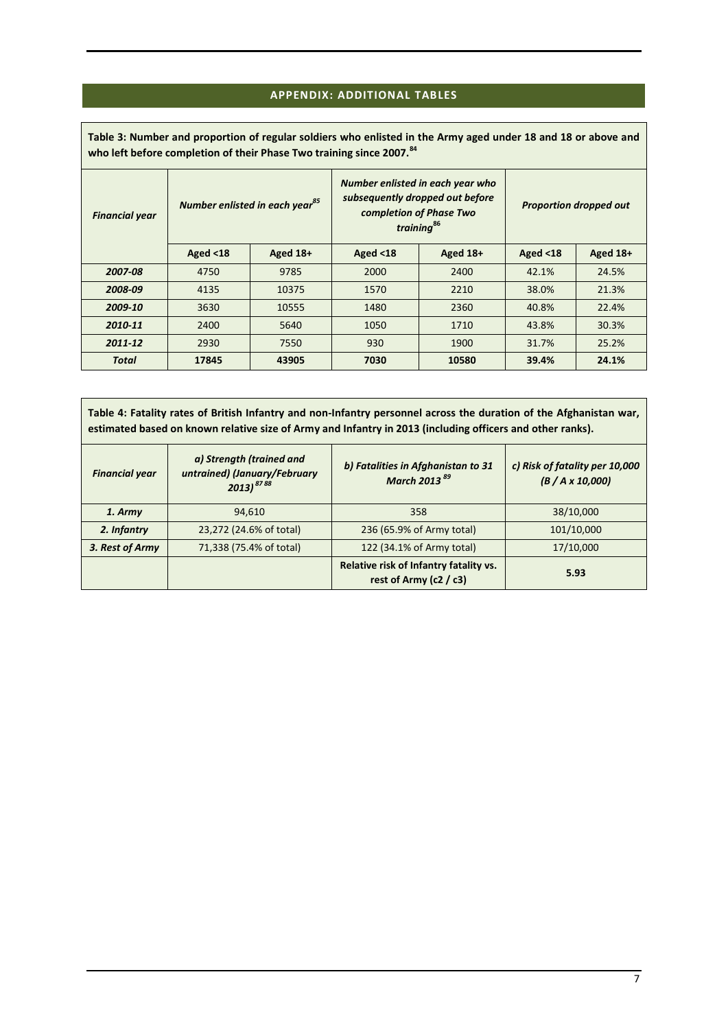## APPENDIX: ADDITIONAL TABLES

**Table 3: Number and proportion of regular soldiers who enlisted in the Army aged under 18 and 18 or above and who left before completion of their Phase Two training since 2007.**[84]

| *Financial year* | *Number enlisted in each year*[85] | | *Number enlisted in each year who subsequently dropped out before completion of Phase Two training*[86] | | *Proportion dropped out* | |
|---|---|---|---|---|---|---|
| | **Aged <18** | **Aged 18+** | **Aged <18** | **Aged 18+** | **Aged <18** | **Aged 18+** |
| ***2007-08*** | 4750 | 9785 | 2000 | 2400 | 42.1% | 24.5% |
| ***2008-09*** | 4135 | 10375 | 1570 | 2210 | 38.0% | 21.3% |
| ***2009-10*** | 3630 | 10555 | 1480 | 2360 | 40.8% | 22.4% |
| ***2010-11*** | 2400 | 5640 | 1050 | 1710 | 43.8% | 30.3% |
| ***2011-12*** | 2930 | 7550 | 930 | 1900 | 31.7% | 25.2% |
| ***Total*** | **17845** | **43905** | **7030** | **10580** | **39.4%** | **24.1%** |

**Table 4: Fatality rates of British Infantry and non-Infantry personnel across the duration of the Afghanistan war, estimated based on known relative size of Army and Infantry in 2013 (including officers and other ranks).**

| *Financial year* | *a) Strength (trained and untrained) (January/February 2013)*[87 88] | *b) Fatalities in Afghanistan to 31 March 2013*[89] | *c) Risk of fatality per 10,000 (B / A x 10,000)* |
|---|---|---|---|
| ***1. Army*** | 94,610 | 358 | 38/10,000 |
| ***2. Infantry*** | 23,272 (24.6% of total) | 236 (65.9% of Army total) | 101/10,000 |
| ***3. Rest of Army*** | 71,338 (75.4% of total) | 122 (34.1% of Army total) | 17/10,000 |
| | | **Relative risk of Infantry fatality vs. rest of Army (c2 / c3)** | **5.93** |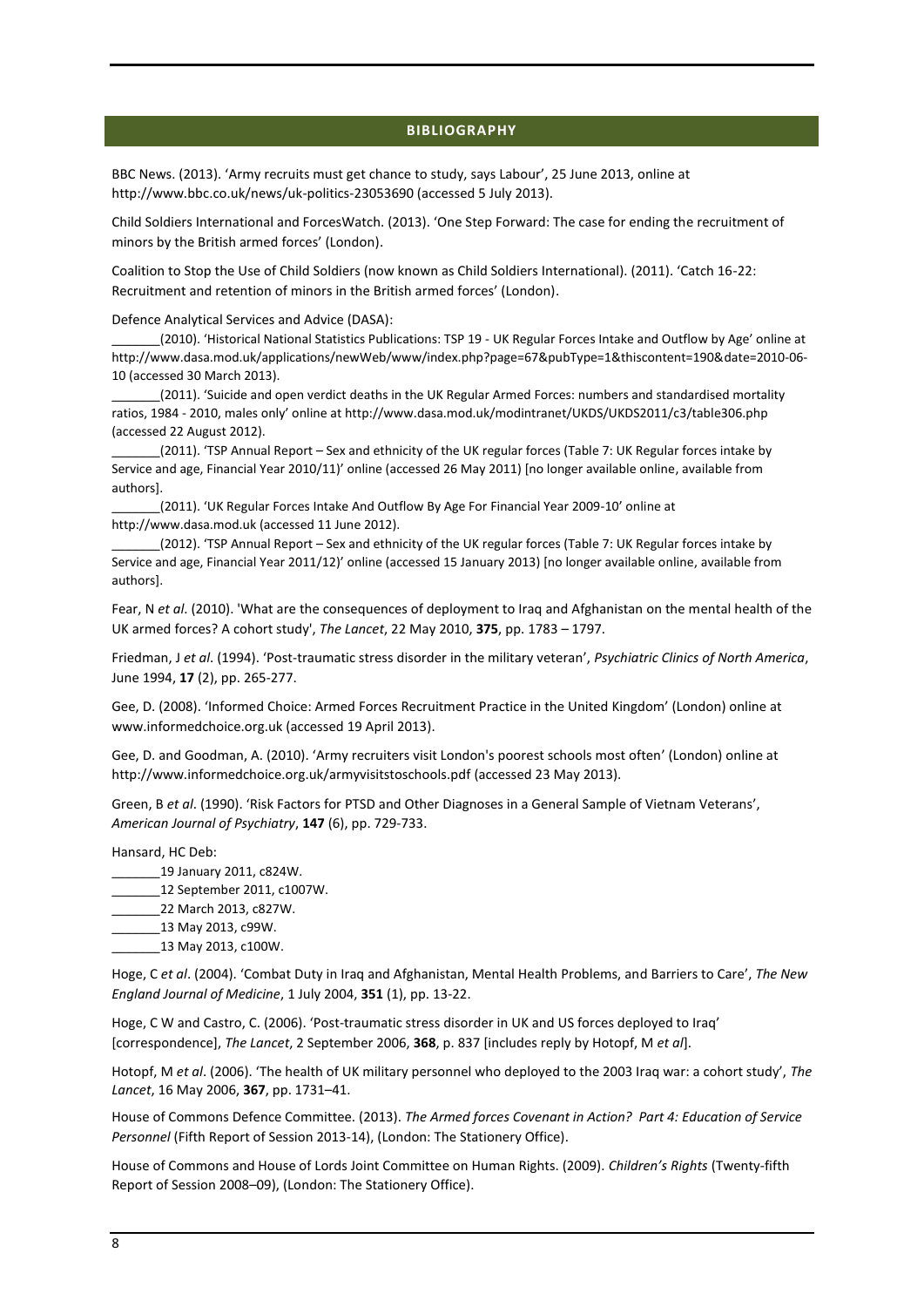## BIBLIOGRAPHY

BBC News. (2013). 'Army recruits must get chance to study, says Labour', 25 June 2013, online at http://www.bbc.co.uk/news/uk-politics-23053690 (accessed 5 July 2013).

Child Soldiers International and ForcesWatch. (2013). 'One Step Forward: The case for ending the recruitment of minors by the British armed forces' (London).

Coalition to Stop the Use of Child Soldiers (now known as Child Soldiers International). (2011). 'Catch 16-22: Recruitment and retention of minors in the British armed forces' (London).

Defence Analytical Services and Advice (DASA):

_______(2010). 'Historical National Statistics Publications: TSP 19 - UK Regular Forces Intake and Outflow by Age' online at http://www.dasa.mod.uk/applications/newWeb/www/index.php?page=67&pubType=1&thiscontent=190&date=2010-06-10 (accessed 30 March 2013).

_______(2011). 'Suicide and open verdict deaths in the UK Regular Armed Forces: numbers and standardised mortality ratios, 1984 - 2010, males only' online at http://www.dasa.mod.uk/modintranet/UKDS/UKDS2011/c3/table306.php (accessed 22 August 2012).

_______(2011). 'TSP Annual Report – Sex and ethnicity of the UK regular forces (Table 7: UK Regular forces intake by Service and age, Financial Year 2010/11)' online (accessed 26 May 2011) [no longer available online, available from authors].

_______(2011). 'UK Regular Forces Intake And Outflow By Age For Financial Year 2009-10' online at http://www.dasa.mod.uk (accessed 11 June 2012).

_______(2012). 'TSP Annual Report – Sex and ethnicity of the UK regular forces (Table 7: UK Regular forces intake by Service and age, Financial Year 2011/12)' online (accessed 15 January 2013) [no longer available online, available from authors].

Fear, N *et al*. (2010). 'What are the consequences of deployment to Iraq and Afghanistan on the mental health of the UK armed forces? A cohort study', *The Lancet*, 22 May 2010, **375**, pp. 1783 – 1797.

Friedman, J *et al*. (1994). 'Post-traumatic stress disorder in the military veteran', *Psychiatric Clinics of North America*, June 1994, **17** (2), pp. 265-277.

Gee, D. (2008). 'Informed Choice: Armed Forces Recruitment Practice in the United Kingdom' (London) online at www.informedchoice.org.uk (accessed 19 April 2013).

Gee, D. and Goodman, A. (2010). 'Army recruiters visit London's poorest schools most often' (London) online at http://www.informedchoice.org.uk/armyvisitstoschools.pdf (accessed 23 May 2013).

Green, B *et al*. (1990). 'Risk Factors for PTSD and Other Diagnoses in a General Sample of Vietnam Veterans', *American Journal of Psychiatry*, **147** (6), pp. 729-733.

Hansard, HC Deb:

_______19 January 2011, c824W.

_______12 September 2011, c1007W.

_______22 March 2013, c827W.

_______13 May 2013, c99W.

_______13 May 2013, c100W.

Hoge, C *et al*. (2004). 'Combat Duty in Iraq and Afghanistan, Mental Health Problems, and Barriers to Care', *The New England Journal of Medicine*, 1 July 2004, **351** (1), pp. 13-22.

Hoge, C W and Castro, C. (2006). 'Post-traumatic stress disorder in UK and US forces deployed to Iraq' [correspondence], *The Lancet*, 2 September 2006, **368**, p. 837 [includes reply by Hotopf, M *et al*].

Hotopf, M *et al*. (2006). 'The health of UK military personnel who deployed to the 2003 Iraq war: a cohort study', *The Lancet*, 16 May 2006, **367**, pp. 1731–41.

House of Commons Defence Committee. (2013). *The Armed forces Covenant in Action? Part 4: Education of Service Personnel* (Fifth Report of Session 2013-14), (London: The Stationery Office).

House of Commons and House of Lords Joint Committee on Human Rights. (2009). *Children's Rights* (Twenty-fifth Report of Session 2008–09), (London: The Stationery Office).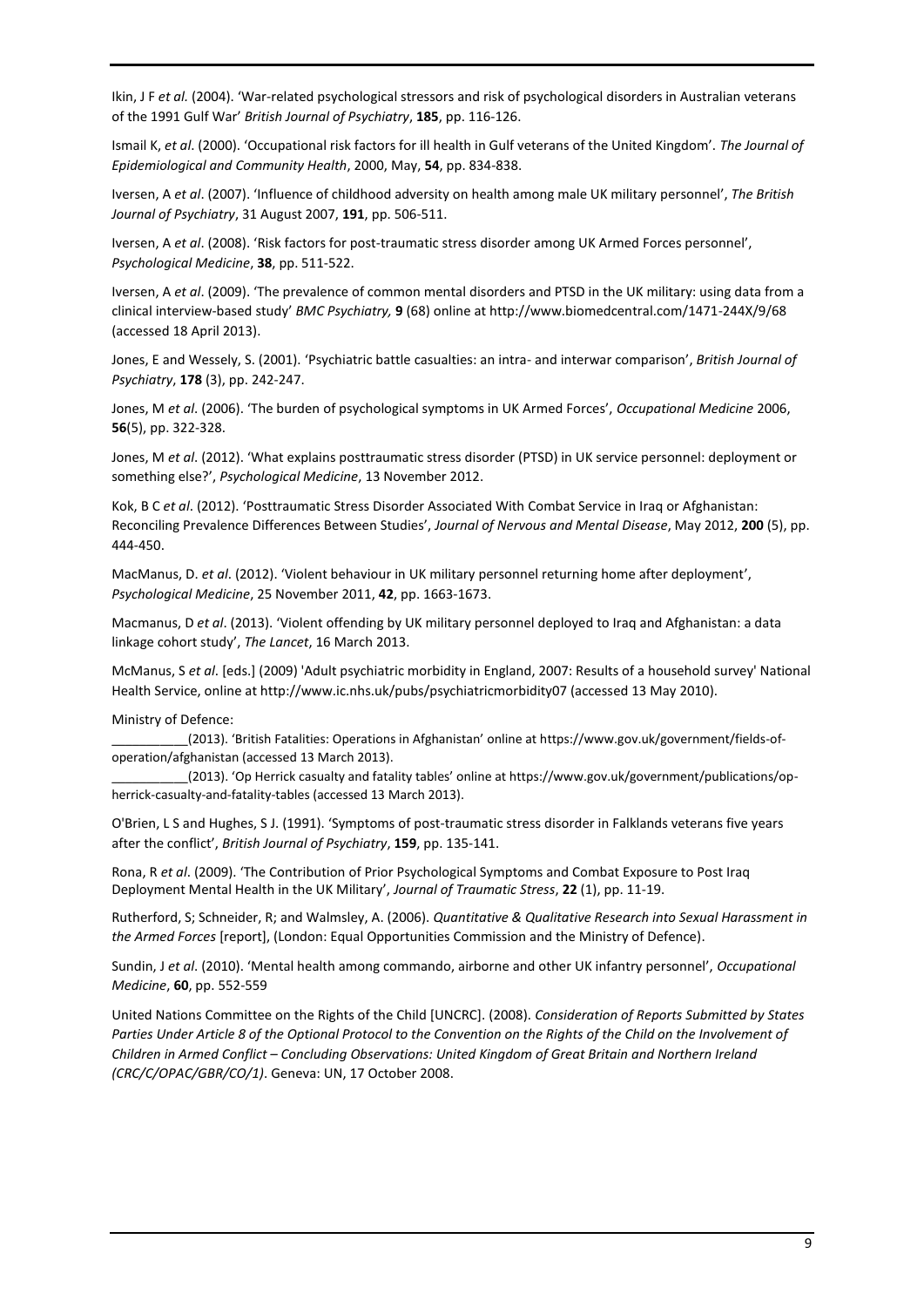Ikin, J F *et al.* (2004). 'War-related psychological stressors and risk of psychological disorders in Australian veterans of the 1991 Gulf War' *British Journal of Psychiatry*, **185**, pp. 116-126.

Ismail K, *et al*. (2000). 'Occupational risk factors for ill health in Gulf veterans of the United Kingdom'. *The Journal of Epidemiological and Community Health*, 2000, May, **54**, pp. 834-838.

Iversen, A *et al*. (2007). 'Influence of childhood adversity on health among male UK military personnel', *The British Journal of Psychiatry*, 31 August 2007, **191**, pp. 506-511.

Iversen, A *et al*. (2008). 'Risk factors for post-traumatic stress disorder among UK Armed Forces personnel', *Psychological Medicine*, **38**, pp. 511-522.

Iversen, A *et al*. (2009). 'The prevalence of common mental disorders and PTSD in the UK military: using data from a clinical interview-based study' *BMC Psychiatry,* **9** (68) online at http://www.biomedcentral.com/1471-244X/9/68 (accessed 18 April 2013).

Jones, E and Wessely, S. (2001). 'Psychiatric battle casualties: an intra- and interwar comparison', *British Journal of Psychiatry*, **178** (3), pp. 242-247.

Jones, M *et al*. (2006). 'The burden of psychological symptoms in UK Armed Forces', *Occupational Medicine* 2006, **56**(5), pp. 322-328.

Jones, M *et al*. (2012). 'What explains posttraumatic stress disorder (PTSD) in UK service personnel: deployment or something else?', *Psychological Medicine*, 13 November 2012.

Kok, B C *et al*. (2012). 'Posttraumatic Stress Disorder Associated With Combat Service in Iraq or Afghanistan: Reconciling Prevalence Differences Between Studies', *Journal of Nervous and Mental Disease*, May 2012, **200** (5), pp. 444-450.

MacManus, D. *et al*. (2012). 'Violent behaviour in UK military personnel returning home after deployment', *Psychological Medicine*, 25 November 2011, **42**, pp. 1663-1673.

Macmanus, D *et al*. (2013). 'Violent offending by UK military personnel deployed to Iraq and Afghanistan: a data linkage cohort study', *The Lancet*, 16 March 2013.

McManus, S *et al*. [eds.] (2009) 'Adult psychiatric morbidity in England, 2007: Results of a household survey' National Health Service, online at http://www.ic.nhs.uk/pubs/psychiatricmorbidity07 (accessed 13 May 2010).

Ministry of Defence:

___________(2013). 'British Fatalities: Operations in Afghanistan' online at https://www.gov.uk/government/fields-of-operation/afghanistan (accessed 13 March 2013).

___________(2013). 'Op Herrick casualty and fatality tables' online at https://www.gov.uk/government/publications/op-herrick-casualty-and-fatality-tables (accessed 13 March 2013).

O'Brien, L S and Hughes, S J. (1991). 'Symptoms of post-traumatic stress disorder in Falklands veterans five years after the conflict', *British Journal of Psychiatry*, **159**, pp. 135-141.

Rona, R *et al*. (2009). 'The Contribution of Prior Psychological Symptoms and Combat Exposure to Post Iraq Deployment Mental Health in the UK Military', *Journal of Traumatic Stress*, **22** (1), pp. 11-19.

Rutherford, S; Schneider, R; and Walmsley, A. (2006). *Quantitative & Qualitative Research into Sexual Harassment in the Armed Forces* [report], (London: Equal Opportunities Commission and the Ministry of Defence).

Sundin, J *et al*. (2010). 'Mental health among commando, airborne and other UK infantry personnel', *Occupational Medicine*, **60**, pp. 552-559

United Nations Committee on the Rights of the Child [UNCRC]. (2008). *Consideration of Reports Submitted by States Parties Under Article 8 of the Optional Protocol to the Convention on the Rights of the Child on the Involvement of Children in Armed Conflict – Concluding Observations: United Kingdom of Great Britain and Northern Ireland (CRC/C/OPAC/GBR/CO/1)*. Geneva: UN, 17 October 2008.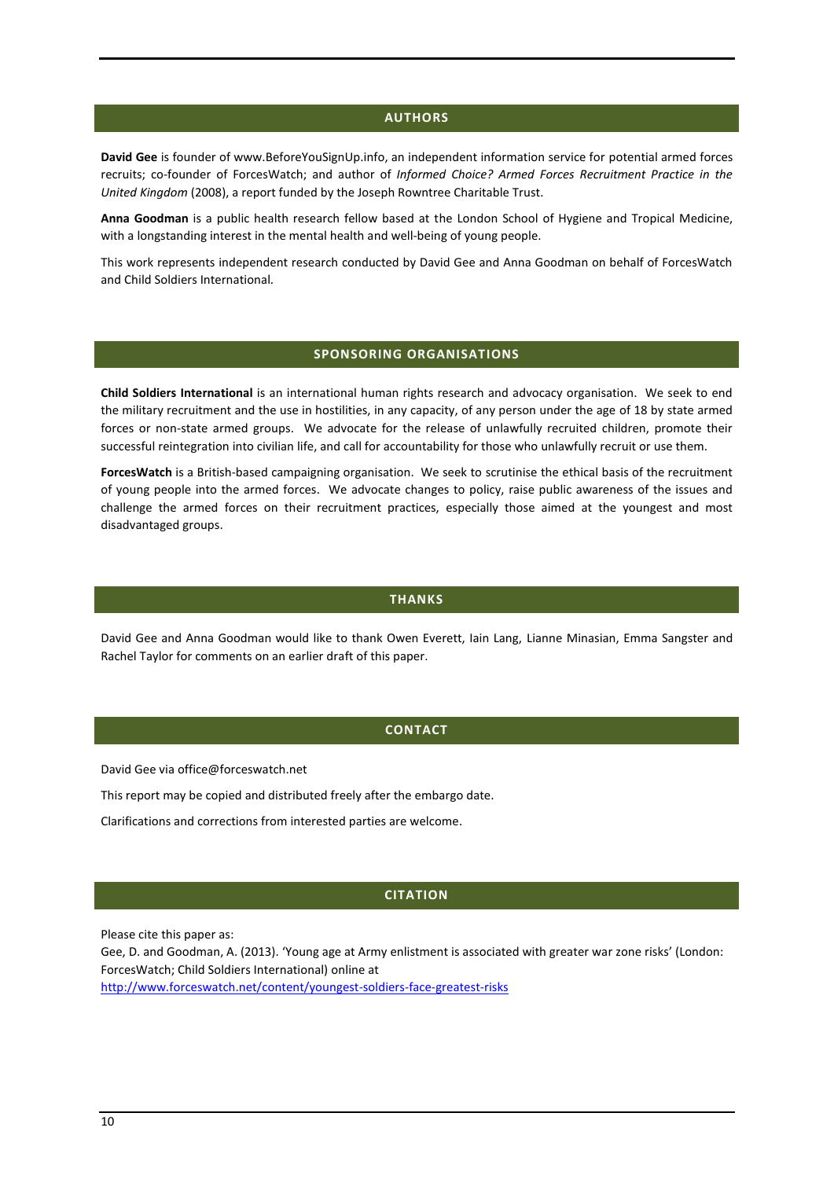## AUTHORS

**David Gee** is founder of www.BeforeYouSignUp.info, an independent information service for potential armed forces recruits; co-founder of ForcesWatch; and author of *Informed Choice? Armed Forces Recruitment Practice in the United Kingdom* (2008), a report funded by the Joseph Rowntree Charitable Trust.

**Anna Goodman** is a public health research fellow based at the London School of Hygiene and Tropical Medicine, with a longstanding interest in the mental health and well-being of young people.

This work represents independent research conducted by David Gee and Anna Goodman on behalf of ForcesWatch and Child Soldiers International.

## SPONSORING ORGANISATIONS

**Child Soldiers International** is an international human rights research and advocacy organisation. We seek to end the military recruitment and the use in hostilities, in any capacity, of any person under the age of 18 by state armed forces or non-state armed groups. We advocate for the release of unlawfully recruited children, promote their successful reintegration into civilian life, and call for accountability for those who unlawfully recruit or use them.

**ForcesWatch** is a British-based campaigning organisation. We seek to scrutinise the ethical basis of the recruitment of young people into the armed forces. We advocate changes to policy, raise public awareness of the issues and challenge the armed forces on their recruitment practices, especially those aimed at the youngest and most disadvantaged groups.

## THANKS

David Gee and Anna Goodman would like to thank Owen Everett, Iain Lang, Lianne Minasian, Emma Sangster and Rachel Taylor for comments on an earlier draft of this paper.

## CONTACT

David Gee via office@forceswatch.net

This report may be copied and distributed freely after the embargo date.

Clarifications and corrections from interested parties are welcome.

## CITATION

Please cite this paper as:
Gee, D. and Goodman, A. (2013). 'Young age at Army enlistment is associated with greater war zone risks' (London: ForcesWatch; Child Soldiers International) online at
http://www.forceswatch.net/content/youngest-soldiers-face-greatest-risks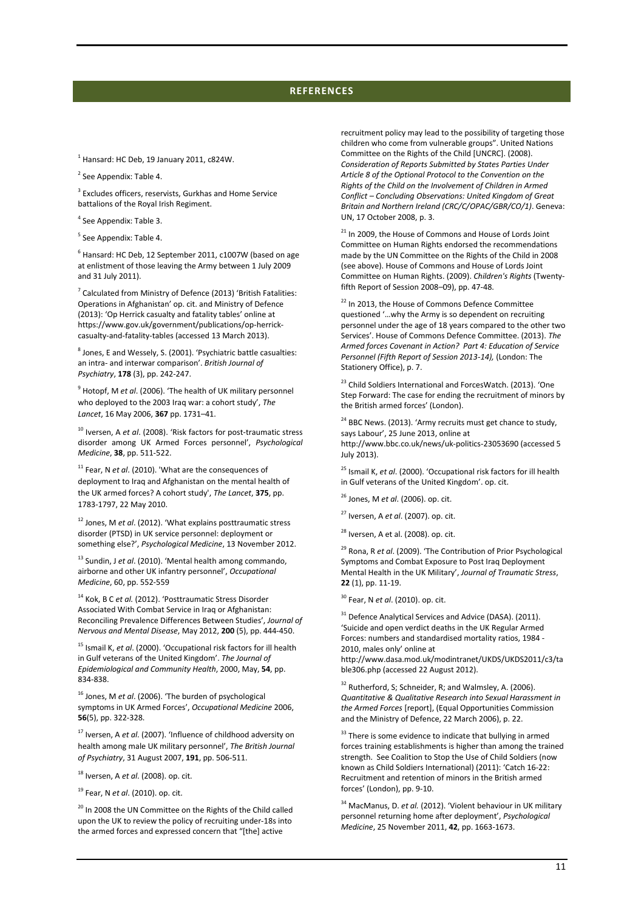## REFERENCES

[1] Hansard: HC Deb, 19 January 2011, c824W.

[2] See Appendix: Table 4.

[3] Excludes officers, reservists, Gurkhas and Home Service battalions of the Royal Irish Regiment.

[4] See Appendix: Table 3.

[5] See Appendix: Table 4.

[6] Hansard: HC Deb, 12 September 2011, c1007W (based on age at enlistment of those leaving the Army between 1 July 2009 and 31 July 2011).

[7] Calculated from Ministry of Defence (2013) 'British Fatalities: Operations in Afghanistan' op. cit. and Ministry of Defence (2013): 'Op Herrick casualty and fatality tables' online at https://www.gov.uk/government/publications/op-herrick-casualty-and-fatality-tables (accessed 13 March 2013).

[8] Jones, E and Wessely, S. (2001). 'Psychiatric battle casualties: an intra- and interwar comparison'. *British Journal of Psychiatry*, **178** (3), pp. 242-247.

[9] Hotopf, M *et al*. (2006). 'The health of UK military personnel who deployed to the 2003 Iraq war: a cohort study', *The Lancet*, 16 May 2006, **367** pp. 1731–41.

[10] Iversen, A *et al*. (2008). 'Risk factors for post-traumatic stress disorder among UK Armed Forces personnel', *Psychological Medicine*, **38**, pp. 511-522.

[11] Fear, N *et al*. (2010). 'What are the consequences of deployment to Iraq and Afghanistan on the mental health of the UK armed forces? A cohort study', *The Lancet*, **375**, pp. 1783-1797, 22 May 2010.

[12] Jones, M *et al*. (2012). 'What explains posttraumatic stress disorder (PTSD) in UK service personnel: deployment or something else?', *Psychological Medicine*, 13 November 2012.

[13] Sundin, J *et al*. (2010). 'Mental health among commando, airborne and other UK infantry personnel', *Occupational Medicine*, 60, pp. 552-559

[14] Kok, B C *et al.* (2012). 'Posttraumatic Stress Disorder Associated With Combat Service in Iraq or Afghanistan: Reconciling Prevalence Differences Between Studies', *Journal of Nervous and Mental Disease*, May 2012, **200** (5), pp. 444-450.

[15] Ismail K, *et al*. (2000). 'Occupational risk factors for ill health in Gulf veterans of the United Kingdom'. *The Journal of Epidemiological and Community Health*, 2000, May, **54**, pp. 834-838.

[16] Jones, M *et al*. (2006). 'The burden of psychological symptoms in UK Armed Forces', *Occupational Medicine* 2006, **56**(5), pp. 322-328.

[17] Iversen, A *et al*. (2007). 'Influence of childhood adversity on health among male UK military personnel', *The British Journal of Psychiatry*, 31 August 2007, **191**, pp. 506-511.

[18] Iversen, A *et al*. (2008). op. cit.

[19] Fear, N *et al*. (2010). op. cit.

[20] In 2008 the UN Committee on the Rights of the Child called upon the UK to review the policy of recruiting under-18s into the armed forces and expressed concern that "[the] active recruitment policy may lead to the possibility of targeting those children who come from vulnerable groups". United Nations Committee on the Rights of the Child [UNCRC]. (2008). *Consideration of Reports Submitted by States Parties Under Article 8 of the Optional Protocol to the Convention on the Rights of the Child on the Involvement of Children in Armed Conflict – Concluding Observations: United Kingdom of Great Britain and Northern Ireland (CRC/C/OPAC/GBR/CO/1)*. Geneva: UN, 17 October 2008, p. 3.

[21] In 2009, the House of Commons and House of Lords Joint Committee on Human Rights endorsed the recommendations made by the UN Committee on the Rights of the Child in 2008 (see above). House of Commons and House of Lords Joint Committee on Human Rights. (2009). *Children's Rights* (Twenty-fifth Report of Session 2008–09), pp. 47-48.

[22] In 2013, the House of Commons Defence Committee questioned '…why the Army is so dependent on recruiting personnel under the age of 18 years compared to the other two Services'. House of Commons Defence Committee. (2013). *The Armed forces Covenant in Action? Part 4: Education of Service Personnel (Fifth Report of Session 2013-14),* (London: The Stationery Office), p. 7.

[23] Child Soldiers International and ForcesWatch. (2013). 'One Step Forward: The case for ending the recruitment of minors by the British armed forces' (London).

[24] BBC News. (2013). 'Army recruits must get chance to study, says Labour', 25 June 2013, online at http://www.bbc.co.uk/news/uk-politics-23053690 (accessed 5 July 2013).

[25] Ismail K, *et al*. (2000). 'Occupational risk factors for ill health in Gulf veterans of the United Kingdom'. op. cit.

[26] Jones, M *et al*. (2006). op. cit.

[27] Iversen, A *et al*. (2007). op. cit.

[28] Iversen, A et al. (2008). op. cit.

[29] Rona, R *et al*. (2009). 'The Contribution of Prior Psychological Symptoms and Combat Exposure to Post Iraq Deployment Mental Health in the UK Military', *Journal of Traumatic Stress*, **22** (1), pp. 11-19.

[30] Fear, N *et al*. (2010). op. cit.

[31] Defence Analytical Services and Advice (DASA). (2011). 'Suicide and open verdict deaths in the UK Regular Armed Forces: numbers and standardised mortality ratios, 1984 - 2010, males only' online at http://www.dasa.mod.uk/modintranet/UKDS/UKDS2011/c3/table306.php (accessed 22 August 2012).

[32] Rutherford, S; Schneider, R; and Walmsley, A. (2006). *Quantitative & Qualitative Research into Sexual Harassment in the Armed Forces* [report], (Equal Opportunities Commission and the Ministry of Defence, 22 March 2006), p. 22.

[33] There is some evidence to indicate that bullying in armed forces training establishments is higher than among the trained strength. See Coalition to Stop the Use of Child Soldiers (now known as Child Soldiers International) (2011): 'Catch 16-22: Recruitment and retention of minors in the British armed forces' (London), pp. 9-10.

[34] MacManus, D. *et al.* (2012). 'Violent behaviour in UK military personnel returning home after deployment', *Psychological Medicine*, 25 November 2011, **42**, pp. 1663-1673.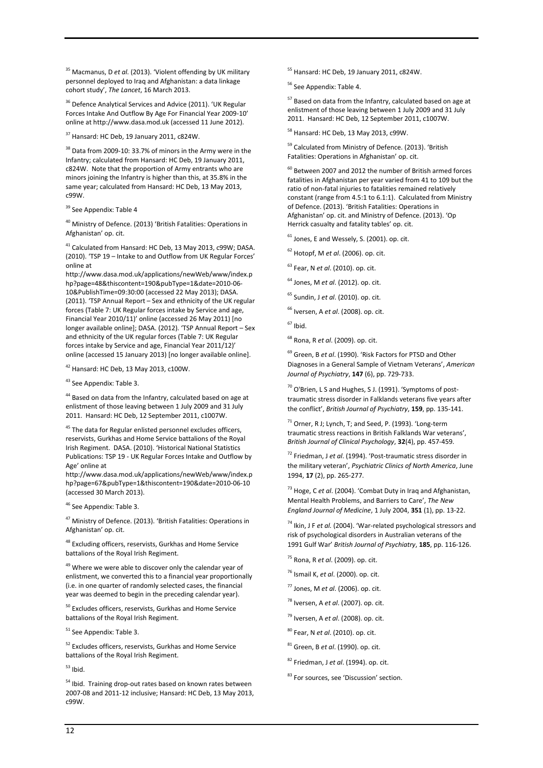[35] Macmanus, D *et al*. (2013). 'Violent offending by UK military personnel deployed to Iraq and Afghanistan: a data linkage cohort study', *The Lancet*, 16 March 2013.

[36] Defence Analytical Services and Advice (2011). 'UK Regular Forces Intake And Outflow By Age For Financial Year 2009-10' online at http://www.dasa.mod.uk (accessed 11 June 2012).

[37] Hansard: HC Deb, 19 January 2011, c824W.

[38] Data from 2009-10: 33.7% of minors in the Army were in the Infantry; calculated from Hansard: HC Deb, 19 January 2011, c824W. Note that the proportion of Army entrants who are minors joining the Infantry is higher than this, at 35.8% in the same year; calculated from Hansard: HC Deb, 13 May 2013, c99W.

[39] See Appendix: Table 4

[40] Ministry of Defence. (2013) 'British Fatalities: Operations in Afghanistan' op. cit.

[41] Calculated from Hansard: HC Deb, 13 May 2013, c99W; DASA. (2010). 'TSP 19 – Intake to and Outflow from UK Regular Forces' online at http://www.dasa.mod.uk/applications/newWeb/www/index.php?page=48&thiscontent=190&pubType=1&date=2010-06-10&PublishTime=09:30:00 (accessed 22 May 2013); DASA. (2011). 'TSP Annual Report – Sex and ethnicity of the UK regular forces (Table 7: UK Regular forces intake by Service and age, Financial Year 2010/11)' online (accessed 26 May 2011) [no longer available online]; DASA. (2012). 'TSP Annual Report – Sex and ethnicity of the UK regular forces (Table 7: UK Regular forces intake by Service and age, Financial Year 2011/12)' online (accessed 15 January 2013) [no longer available online].

[42] Hansard: HC Deb, 13 May 2013, c100W.

[43] See Appendix: Table 3.

[44] Based on data from the Infantry, calculated based on age at enlistment of those leaving between 1 July 2009 and 31 July 2011. Hansard: HC Deb, 12 September 2011, c1007W.

[45] The data for Regular enlisted personnel excludes officers, reservists, Gurkhas and Home Service battalions of the Royal Irish Regiment. DASA. (2010). 'Historical National Statistics Publications: TSP 19 - UK Regular Forces Intake and Outflow by Age' online at http://www.dasa.mod.uk/applications/newWeb/www/index.php?page=67&pubType=1&thiscontent=190&date=2010-06-10 (accessed 30 March 2013).

[46] See Appendix: Table 3.

[47] Ministry of Defence. (2013). 'British Fatalities: Operations in Afghanistan' op. cit.

[48] Excluding officers, reservists, Gurkhas and Home Service battalions of the Royal Irish Regiment.

[49] Where we were able to discover only the calendar year of enlistment, we converted this to a financial year proportionally (i.e. in one quarter of randomly selected cases, the financial year was deemed to begin in the preceding calendar year).

[50] Excludes officers, reservists, Gurkhas and Home Service battalions of the Royal Irish Regiment.

[51] See Appendix: Table 3.

[52] Excludes officers, reservists, Gurkhas and Home Service battalions of the Royal Irish Regiment.

[53] Ibid.

[54] Ibid. Training drop-out rates based on known rates between 2007-08 and 2011-12 inclusive; Hansard: HC Deb, 13 May 2013, c99W.

[55] Hansard: HC Deb, 19 January 2011, c824W.

[56] See Appendix: Table 4.

[57] Based on data from the Infantry, calculated based on age at enlistment of those leaving between 1 July 2009 and 31 July 2011. Hansard: HC Deb, 12 September 2011, c1007W.

[58] Hansard: HC Deb, 13 May 2013, c99W.

[59] Calculated from Ministry of Defence. (2013). 'British Fatalities: Operations in Afghanistan' op. cit.

[60] Between 2007 and 2012 the number of British armed forces fatalities in Afghanistan per year varied from 41 to 109 but the ratio of non-fatal injuries to fatalities remained relatively constant (range from 4.5:1 to 6.1:1). Calculated from Ministry of Defence. (2013). 'British Fatalities: Operations in Afghanistan' op. cit. and Ministry of Defence. (2013). 'Op Herrick casualty and fatality tables' op. cit.

[61] Jones, E and Wessely, S. (2001). op. cit.

[62] Hotopf, M *et al*. (2006). op. cit.

[63] Fear, N *et al*. (2010). op. cit.

[64] Jones, M *et al*. (2012). op. cit.

[65] Sundin, J *et al*. (2010). op. cit.

[66] Iversen, A *et al*. (2008). op. cit.

[67] Ibid.

[68] Rona, R *et al*. (2009). op. cit.

[69] Green, B *et al*. (1990). 'Risk Factors for PTSD and Other Diagnoses in a General Sample of Vietnam Veterans', *American Journal of Psychiatry*, **147** (6), pp. 729-733.

[70] O'Brien, L S and Hughes, S J. (1991). 'Symptoms of post-traumatic stress disorder in Falklands veterans five years after the conflict', *British Journal of Psychiatry*, **159**, pp. 135-141.

[71] Orner, R J; Lynch, T; and Seed, P. (1993). 'Long-term traumatic stress reactions in British Falklands War veterans', *British Journal of Clinical Psychology*, **32**(4), pp. 457-459.

[72] Friedman, J *et al*. (1994). 'Post-traumatic stress disorder in the military veteran', *Psychiatric Clinics of North America*, June 1994, **17** (2), pp. 265-277.

[73] Hoge, C *et al*. (2004). 'Combat Duty in Iraq and Afghanistan, Mental Health Problems, and Barriers to Care', *The New England Journal of Medicine*, 1 July 2004, **351** (1), pp. 13-22.

[74] Ikin, J F *et al.* (2004). 'War-related psychological stressors and risk of psychological disorders in Australian veterans of the 1991 Gulf War' *British Journal of Psychiatry*, **185**, pp. 116-126.

[75] Rona, R *et al*. (2009). op. cit.

[76] Ismail K, *et al*. (2000). op. cit.

[77] Jones, M *et al*. (2006). op. cit.

[78] Iversen, A *et al*. (2007). op. cit.

[79] Iversen, A *et al*. (2008). op. cit.

[80] Fear, N *et al*. (2010). op. cit.

[81] Green, B *et al*. (1990). op. cit.

[82] Friedman, J *et al*. (1994). op. cit.

[83] For sources, see 'Discussion' section.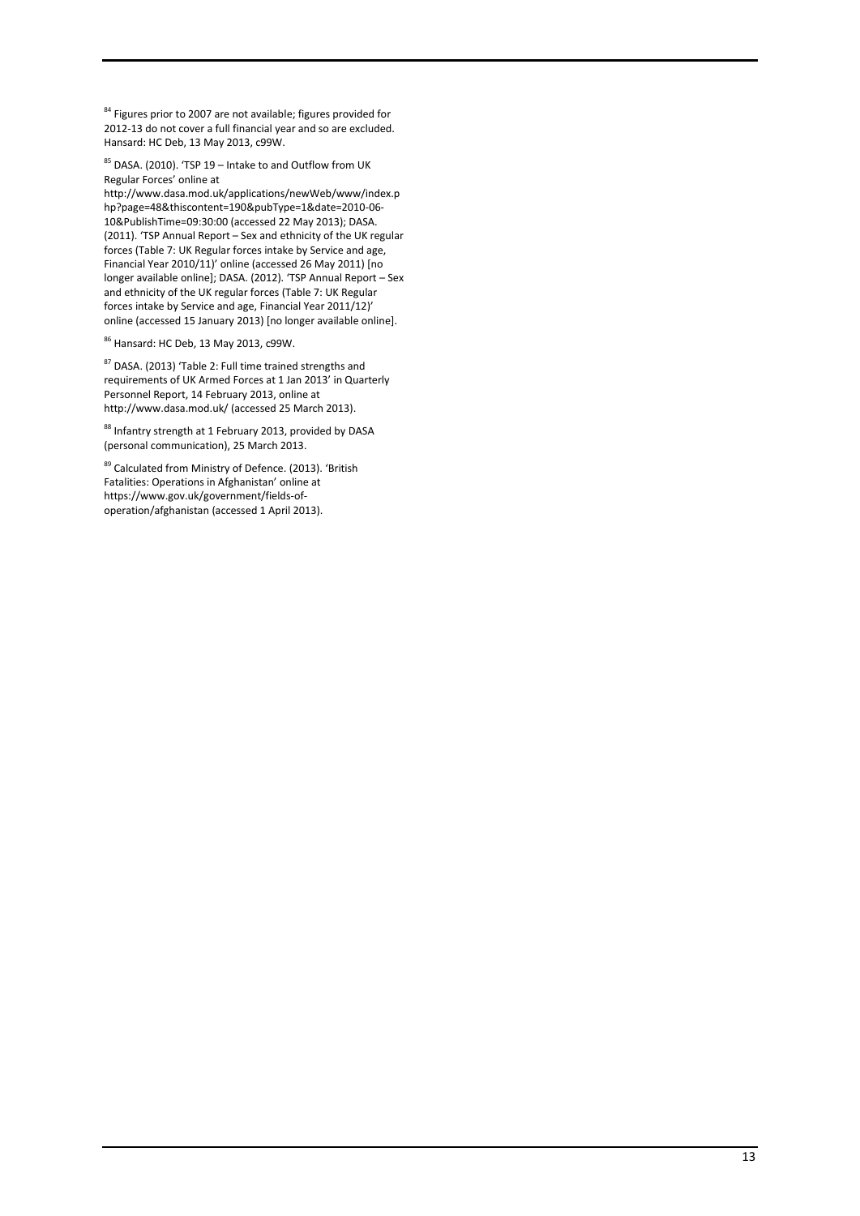[84] Figures prior to 2007 are not available; figures provided for 2012-13 do not cover a full financial year and so are excluded. Hansard: HC Deb, 13 May 2013, c99W.

[85] DASA. (2010). 'TSP 19 – Intake to and Outflow from UK Regular Forces' online at http://www.dasa.mod.uk/applications/newWeb/www/index.php?page=48&thiscontent=190&pubType=1&date=2010-06-10&PublishTime=09:30:00 (accessed 22 May 2013); DASA. (2011). 'TSP Annual Report – Sex and ethnicity of the UK regular forces (Table 7: UK Regular forces intake by Service and age, Financial Year 2010/11)' online (accessed 26 May 2011) [no longer available online]; DASA. (2012). 'TSP Annual Report – Sex and ethnicity of the UK regular forces (Table 7: UK Regular forces intake by Service and age, Financial Year 2011/12)' online (accessed 15 January 2013) [no longer available online].

[86] Hansard: HC Deb, 13 May 2013, c99W.

[87] DASA. (2013) 'Table 2: Full time trained strengths and requirements of UK Armed Forces at 1 Jan 2013' in Quarterly Personnel Report, 14 February 2013, online at http://www.dasa.mod.uk/ (accessed 25 March 2013).

[88] Infantry strength at 1 February 2013, provided by DASA (personal communication), 25 March 2013.

[89] Calculated from Ministry of Defence. (2013). 'British Fatalities: Operations in Afghanistan' online at https://www.gov.uk/government/fields-of-operation/afghanistan (accessed 1 April 2013).